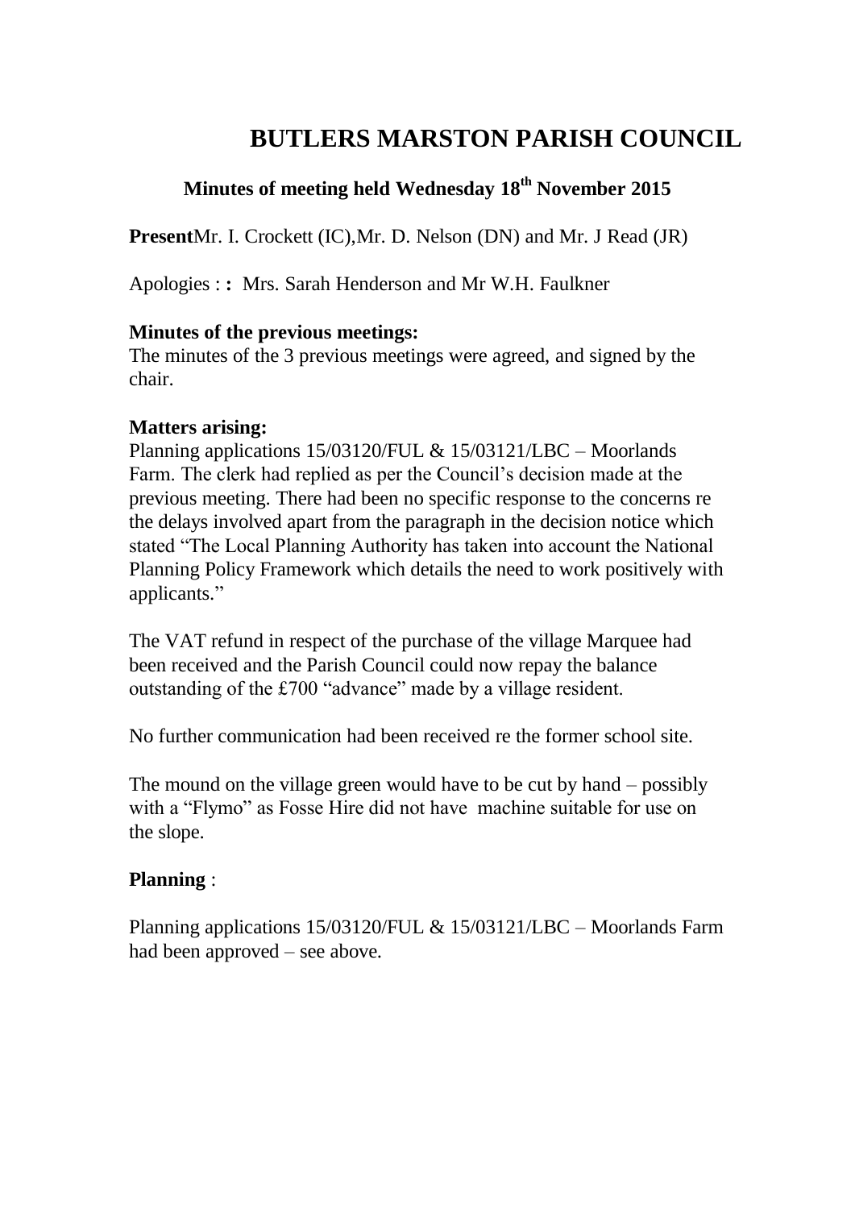# BUTLERS MARSTON PARISH COUNCIL

## Minutes of meeting held Wednesday 18th November 2015

**Present**Mr. I. Crockett (IC),Mr. D. Nelson (DN) and Mr. J Read (JR)

Apologies : **:** Mrs. Sarah Henderson and Mr W.H. Faulkner

**Minutes of the previous meetings:**
The minutes of the 3 previous meetings were agreed, and signed by the chair.

**Matters arising:**
Planning applications 15/03120/FUL & 15/03121/LBC – Moorlands Farm. The clerk had replied as per the Council's decision made at the previous meeting. There had been no specific response to the concerns re the delays involved apart from the paragraph in the decision notice which stated "The Local Planning Authority has taken into account the National Planning Policy Framework which details the need to work positively with applicants."

The VAT refund in respect of the purchase of the village Marquee had been received and the Parish Council could now repay the balance outstanding of the £700 "advance" made by a village resident.

No further communication had been received re the former school site.

The mound on the village green would have to be cut by hand – possibly with a "Flymo" as Fosse Hire did not have machine suitable for use on the slope.

**Planning** :

Planning applications 15/03120/FUL & 15/03121/LBC – Moorlands Farm had been approved – see above.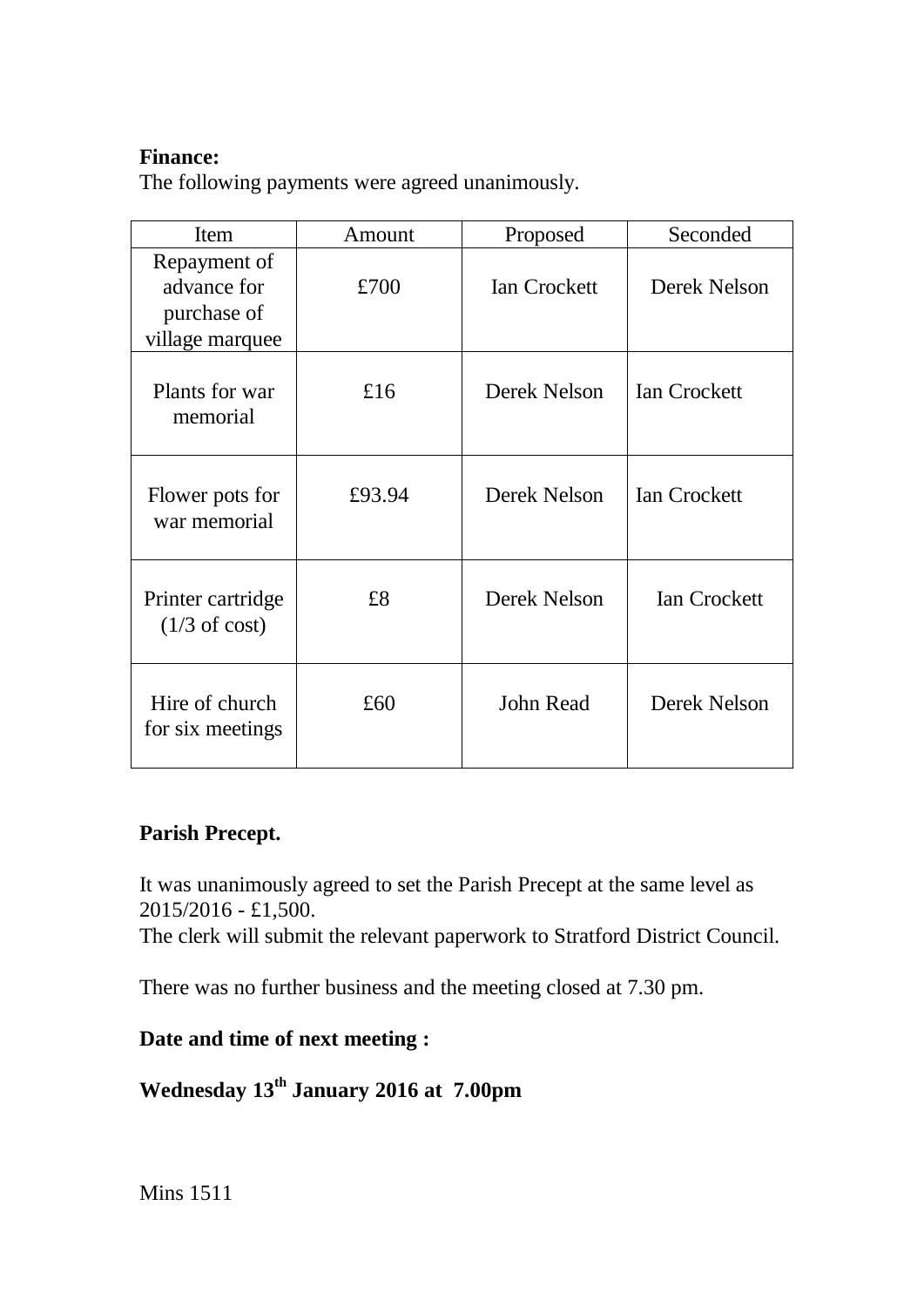**Finance:**

The following payments were agreed unanimously.

| Item | Amount | Proposed | Seconded |
|---|---|---|---|
| Repayment of advance for purchase of village marquee | £700 | Ian Crockett | Derek Nelson |
| Plants for war memorial | £16 | Derek Nelson | Ian Crockett |
| Flower pots for war memorial | £93.94 | Derek Nelson | Ian Crockett |
| Printer cartridge (1/3 of cost) | £8 | Derek Nelson | Ian Crockett |
| Hire of church for six meetings | £60 | John Read | Derek Nelson |

**Parish Precept.**

It was unanimously agreed to set the Parish Precept at the same level as 2015/2016 - £1,500.
The clerk will submit the relevant paperwork to Stratford District Council.

There was no further business and the meeting closed at 7.30 pm.

**Date and time of next meeting :**

**Wednesday 13th January 2016 at 7.00pm**

Mins 1511